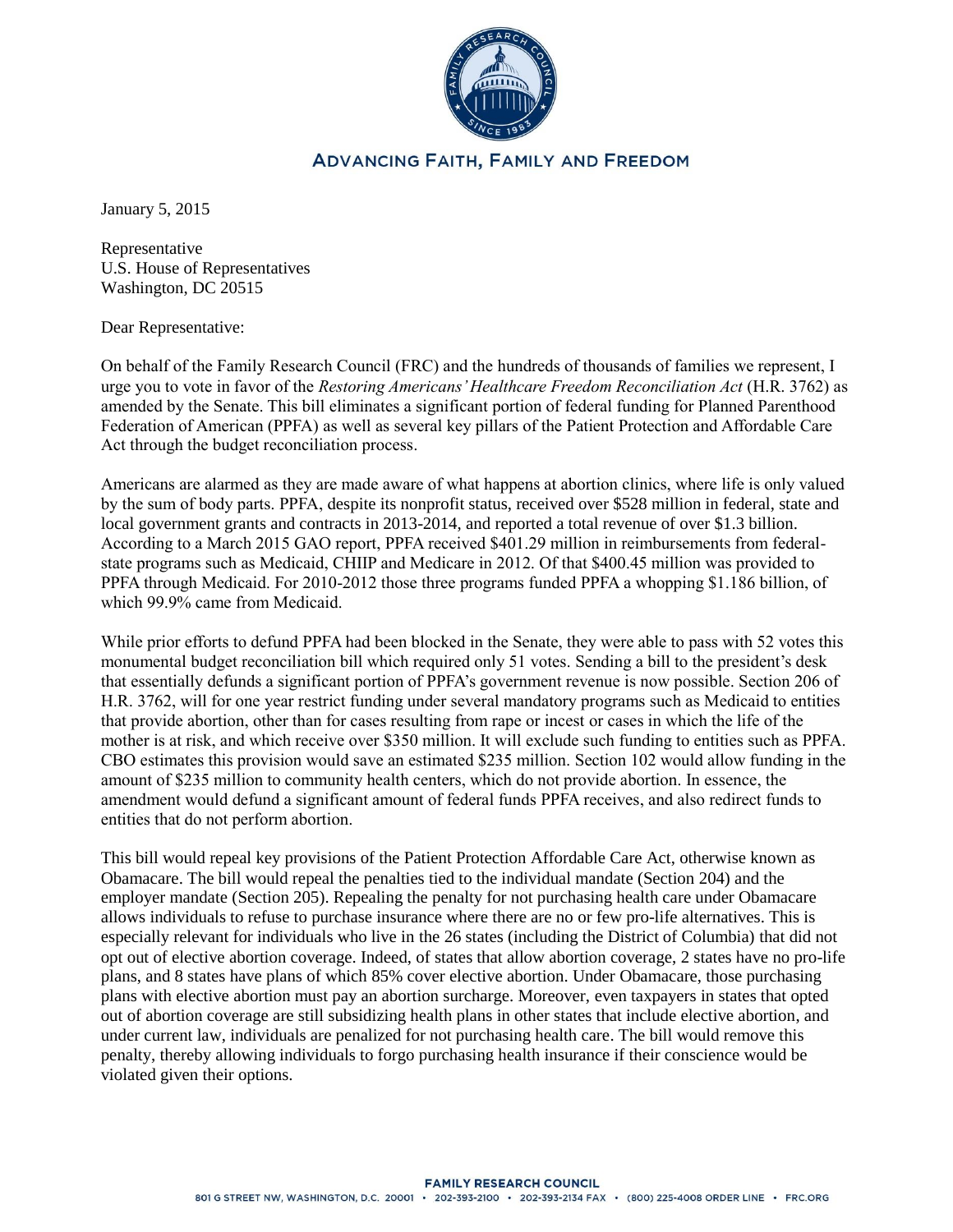ADVANCING FAITH, FAMILY AND FREEDOM

January 5, 2015

Representative
U.S. House of Representatives
Washington, DC 20515

Dear Representative:

On behalf of the Family Research Council (FRC) and the hundreds of thousands of families we represent, I urge you to vote in favor of the *Restoring Americans' Healthcare Freedom Reconciliation Act* (H.R. 3762) as amended by the Senate. This bill eliminates a significant portion of federal funding for Planned Parenthood Federation of American (PPFA) as well as several key pillars of the Patient Protection and Affordable Care Act through the budget reconciliation process.

Americans are alarmed as they are made aware of what happens at abortion clinics, where life is only valued by the sum of body parts. PPFA, despite its nonprofit status, received over $528 million in federal, state and local government grants and contracts in 2013-2014, and reported a total revenue of over $1.3 billion. According to a March 2015 GAO report, PPFA received $401.29 million in reimbursements from federal-state programs such as Medicaid, CHIIP and Medicare in 2012. Of that $400.45 million was provided to PPFA through Medicaid. For 2010-2012 those three programs funded PPFA a whopping $1.186 billion, of which 99.9% came from Medicaid.

While prior efforts to defund PPFA had been blocked in the Senate, they were able to pass with 52 votes this monumental budget reconciliation bill which required only 51 votes. Sending a bill to the president's desk that essentially defunds a significant portion of PPFA's government revenue is now possible. Section 206 of H.R. 3762, will for one year restrict funding under several mandatory programs such as Medicaid to entities that provide abortion, other than for cases resulting from rape or incest or cases in which the life of the mother is at risk, and which receive over $350 million. It will exclude such funding to entities such as PPFA. CBO estimates this provision would save an estimated $235 million. Section 102 would allow funding in the amount of $235 million to community health centers, which do not provide abortion. In essence, the amendment would defund a significant amount of federal funds PPFA receives, and also redirect funds to entities that do not perform abortion.

This bill would repeal key provisions of the Patient Protection Affordable Care Act, otherwise known as Obamacare. The bill would repeal the penalties tied to the individual mandate (Section 204) and the employer mandate (Section 205). Repealing the penalty for not purchasing health care under Obamacare allows individuals to refuse to purchase insurance where there are no or few pro-life alternatives. This is especially relevant for individuals who live in the 26 states (including the District of Columbia) that did not opt out of elective abortion coverage. Indeed, of states that allow abortion coverage, 2 states have no pro-life plans, and 8 states have plans of which 85% cover elective abortion. Under Obamacare, those purchasing plans with elective abortion must pay an abortion surcharge. Moreover, even taxpayers in states that opted out of abortion coverage are still subsidizing health plans in other states that include elective abortion, and under current law, individuals are penalized for not purchasing health care. The bill would remove this penalty, thereby allowing individuals to forgo purchasing health insurance if their conscience would be violated given their options.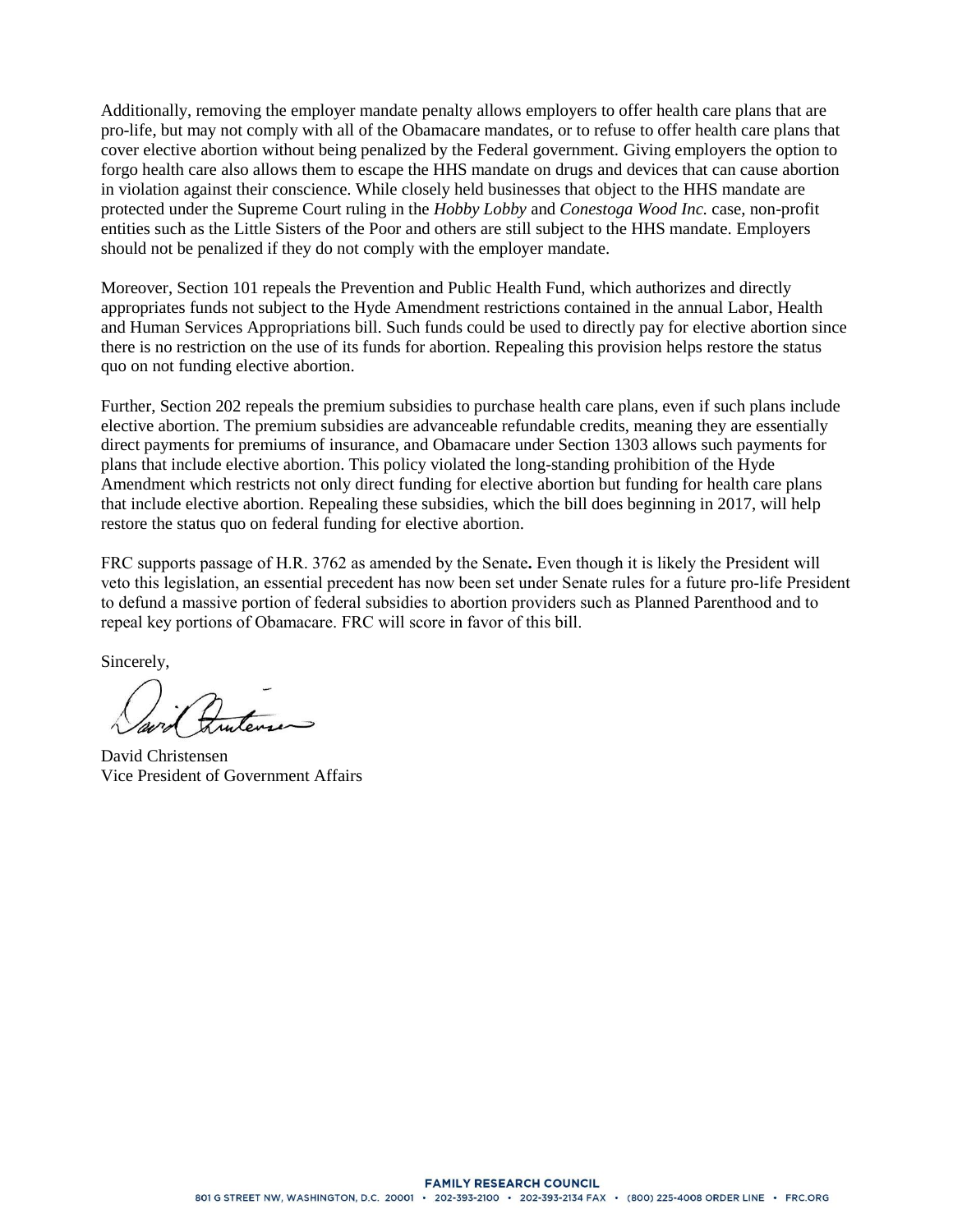Additionally, removing the employer mandate penalty allows employers to offer health care plans that are pro-life, but may not comply with all of the Obamacare mandates, or to refuse to offer health care plans that cover elective abortion without being penalized by the Federal government. Giving employers the option to forgo health care also allows them to escape the HHS mandate on drugs and devices that can cause abortion in violation against their conscience. While closely held businesses that object to the HHS mandate are protected under the Supreme Court ruling in the *Hobby Lobby* and *Conestoga Wood Inc.* case, non-profit entities such as the Little Sisters of the Poor and others are still subject to the HHS mandate. Employers should not be penalized if they do not comply with the employer mandate.

Moreover, Section 101 repeals the Prevention and Public Health Fund, which authorizes and directly appropriates funds not subject to the Hyde Amendment restrictions contained in the annual Labor, Health and Human Services Appropriations bill. Such funds could be used to directly pay for elective abortion since there is no restriction on the use of its funds for abortion. Repealing this provision helps restore the status quo on not funding elective abortion.

Further, Section 202 repeals the premium subsidies to purchase health care plans, even if such plans include elective abortion. The premium subsidies are advanceable refundable credits, meaning they are essentially direct payments for premiums of insurance, and Obamacare under Section 1303 allows such payments for plans that include elective abortion. This policy violated the long-standing prohibition of the Hyde Amendment which restricts not only direct funding for elective abortion but funding for health care plans that include elective abortion. Repealing these subsidies, which the bill does beginning in 2017, will help restore the status quo on federal funding for elective abortion.

FRC supports passage of H.R. 3762 as amended by the Senate**.** Even though it is likely the President will veto this legislation, an essential precedent has now been set under Senate rules for a future pro-life President to defund a massive portion of federal subsidies to abortion providers such as Planned Parenthood and to repeal key portions of Obamacare. FRC will score in favor of this bill.

Sincerely,

David Christensen
Vice President of Government Affairs

**FAMILY RESEARCH COUNCIL**
801 G STREET NW, WASHINGTON, D.C. 20001 • 202-393-2100 • 202-393-2134 FAX • (800) 225-4008 ORDER LINE • FRC.ORG